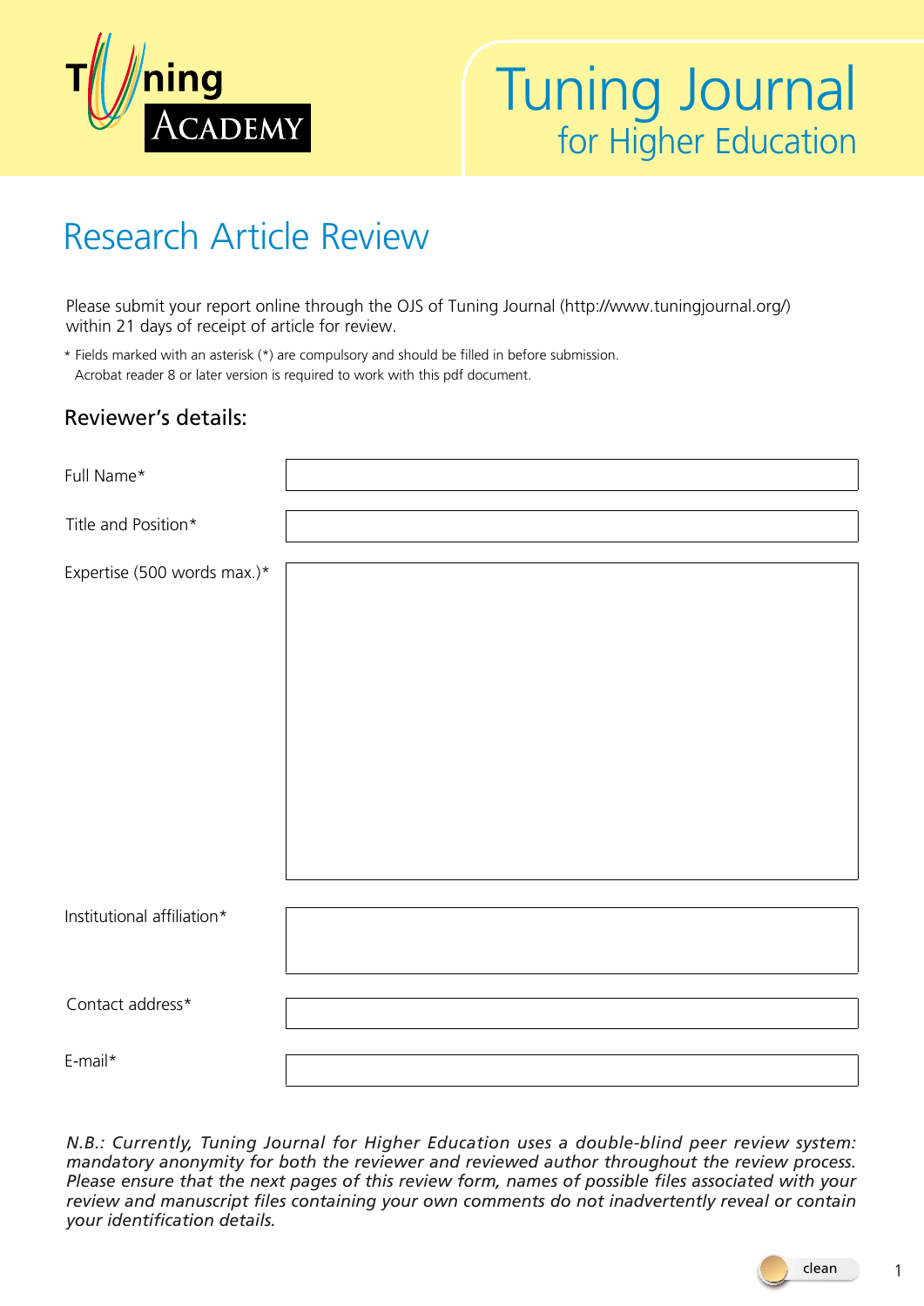Tuning Academy

# Tuning Journal for Higher Education

## Research Article Review

Please submit your report online through the OJS of Tuning Journal (http://www.tuningjournal.org/) within 21 days of receipt of article for review.

* Fields marked with an asterisk (*) are compulsory and should be filled in before submission.
 Acrobat reader 8 or later version is required to work with this pdf document.

### Reviewer's details:

| | |
|---|---|
| Full Name* | |
| Title and Position* | |
| Expertise (500 words max.)* | |
| Institutional affiliation* | |
| Contact address* | |
| E-mail* | |

*N.B.: Currently, Tuning Journal for Higher Education uses a double-blind peer review system: mandatory anonymity for both the reviewer and reviewed author throughout the review process. Please ensure that the next pages of this review form, names of possible files associated with your review and manuscript files containing your own comments do not inadvertently reveal or contain your identification details.*

clean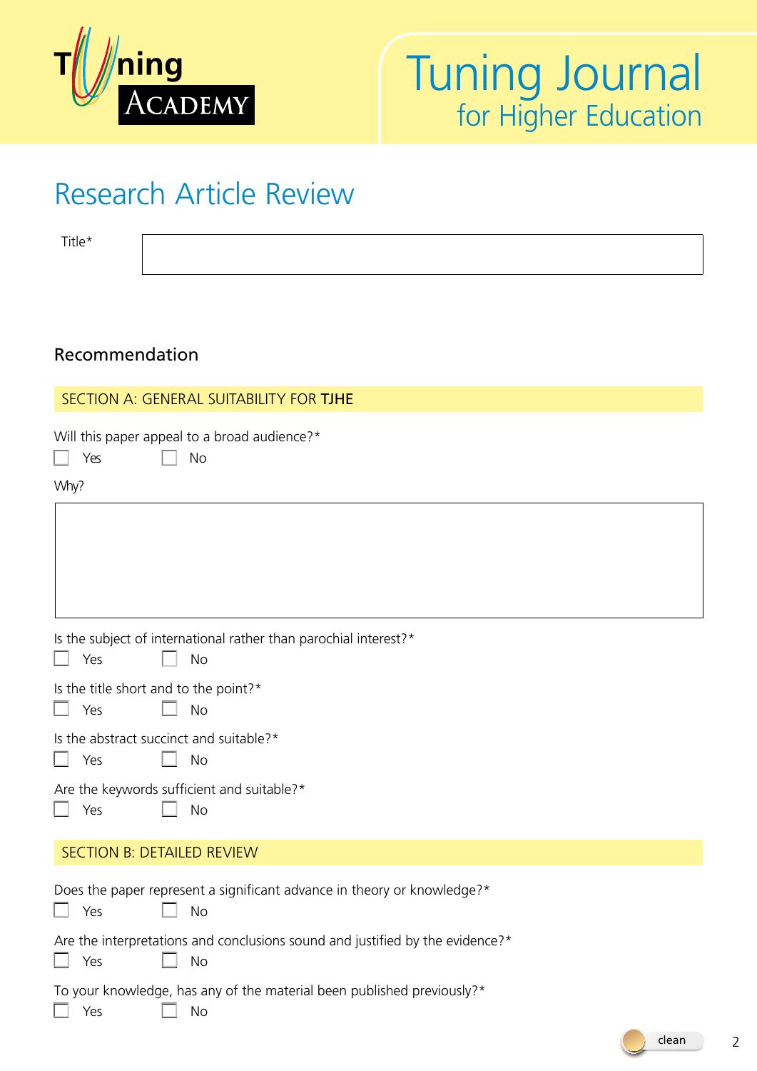# Research Article Review

Title*

## Recommendation

### SECTION A: GENERAL SUITABILITY FOR TJHE

Will this paper appeal to a broad audience?*

☐ Yes ☐ No

Why?

Is the subject of international rather than parochial interest?*

☐ Yes ☐ No

Is the title short and to the point?*

☐ Yes ☐ No

Is the abstract succinct and suitable?*

☐ Yes ☐ No

Are the keywords sufficient and suitable?*

☐ Yes ☐ No

### SECTION B: DETAILED REVIEW

Does the paper represent a significant advance in theory or knowledge?*

☐ Yes ☐ No

Are the interpretations and conclusions sound and justified by the evidence?*

☐ Yes ☐ No

To your knowledge, has any of the material been published previously?*

☐ Yes ☐ No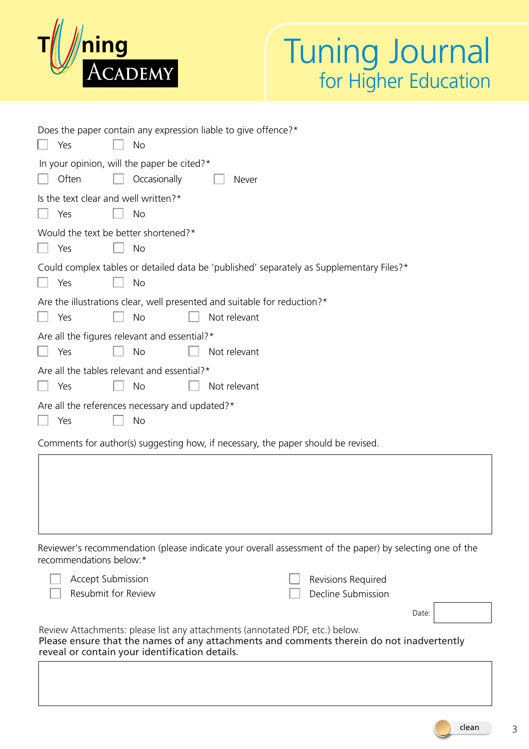Does the paper contain any expression liable to give offence?*

☐ Yes ☐ No

In your opinion, will the paper be cited?*

☐ Often ☐ Occasionally ☐ Never

Is the text clear and well written?*

☐ Yes ☐ No

Would the text be better shortened?*

☐ Yes ☐ No

Could complex tables or detailed data be 'published' separately as Supplementary Files?*

☐ Yes ☐ No

Are the illustrations clear, well presented and suitable for reduction?*

☐ Yes ☐ No ☐ Not relevant

Are all the figures relevant and essential?*

☐ Yes ☐ No ☐ Not relevant

Are all the tables relevant and essential?*

☐ Yes ☐ No ☐ Not relevant

Are all the references necessary and updated?*

☐ Yes ☐ No

Comments for author(s) suggesting how, if necessary, the paper should be revised.

| |
|---|
| |

Reviewer's recommendation (please indicate your overall assessment of the paper) by selecting one of the recommendations below:*

☐ Accept Submission ☐ Revisions Required

☐ Resubmit for Review ☐ Decline Submission

Date: ____________

Review Attachments: please list any attachments (annotated PDF, etc.) below.

**Please ensure that the names of any attachments and comments therein do not inadvertently reveal or contain your identification details.**

| |
|---|
| |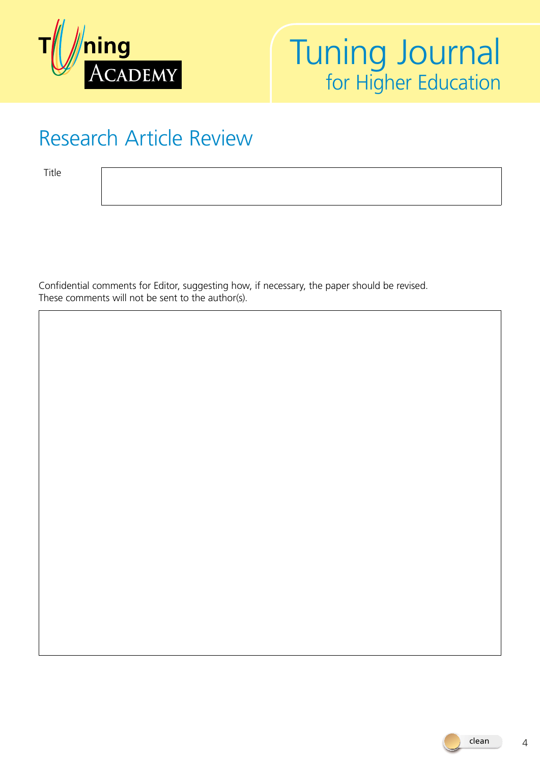# Research Article Review

Title

Confidential comments for Editor, suggesting how, if necessary, the paper should be revised.
These comments will not be sent to the author(s).